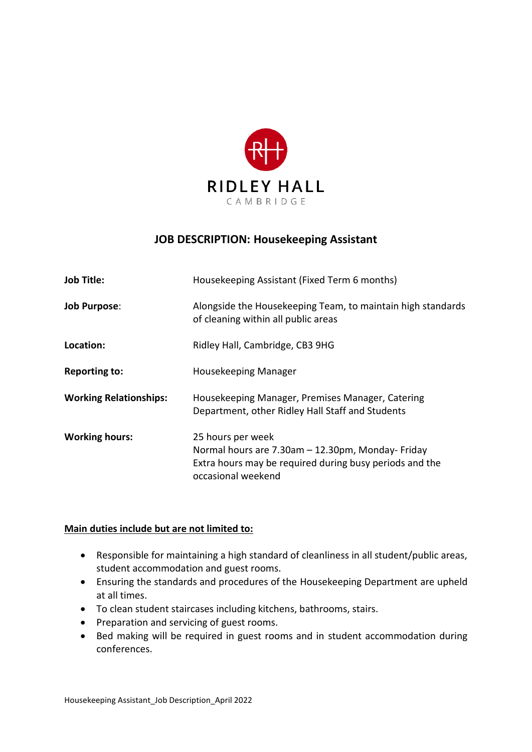RIDLEY HALL

CAMBRIDGE

# JOB DESCRIPTION: Housekeeping Assistant

| | |
|---|---|
| **Job Title:** | Housekeeping Assistant (Fixed Term 6 months) |
| **Job Purpose**: | Alongside the Housekeeping Team, to maintain high standards of cleaning within all public areas |
| **Location:** | Ridley Hall, Cambridge, CB3 9HG |
| **Reporting to:** | Housekeeping Manager |
| **Working Relationships:** | Housekeeping Manager, Premises Manager, Catering Department, other Ridley Hall Staff and Students |
| **Working hours:** | 25 hours per week<br>Normal hours are 7.30am – 12.30pm, Monday- Friday<br>Extra hours may be required during busy periods and the occasional weekend |

**Main duties include but are not limited to:**

- Responsible for maintaining a high standard of cleanliness in all student/public areas, student accommodation and guest rooms.
- Ensuring the standards and procedures of the Housekeeping Department are upheld at all times.
- To clean student staircases including kitchens, bathrooms, stairs.
- Preparation and servicing of guest rooms.
- Bed making will be required in guest rooms and in student accommodation during conferences.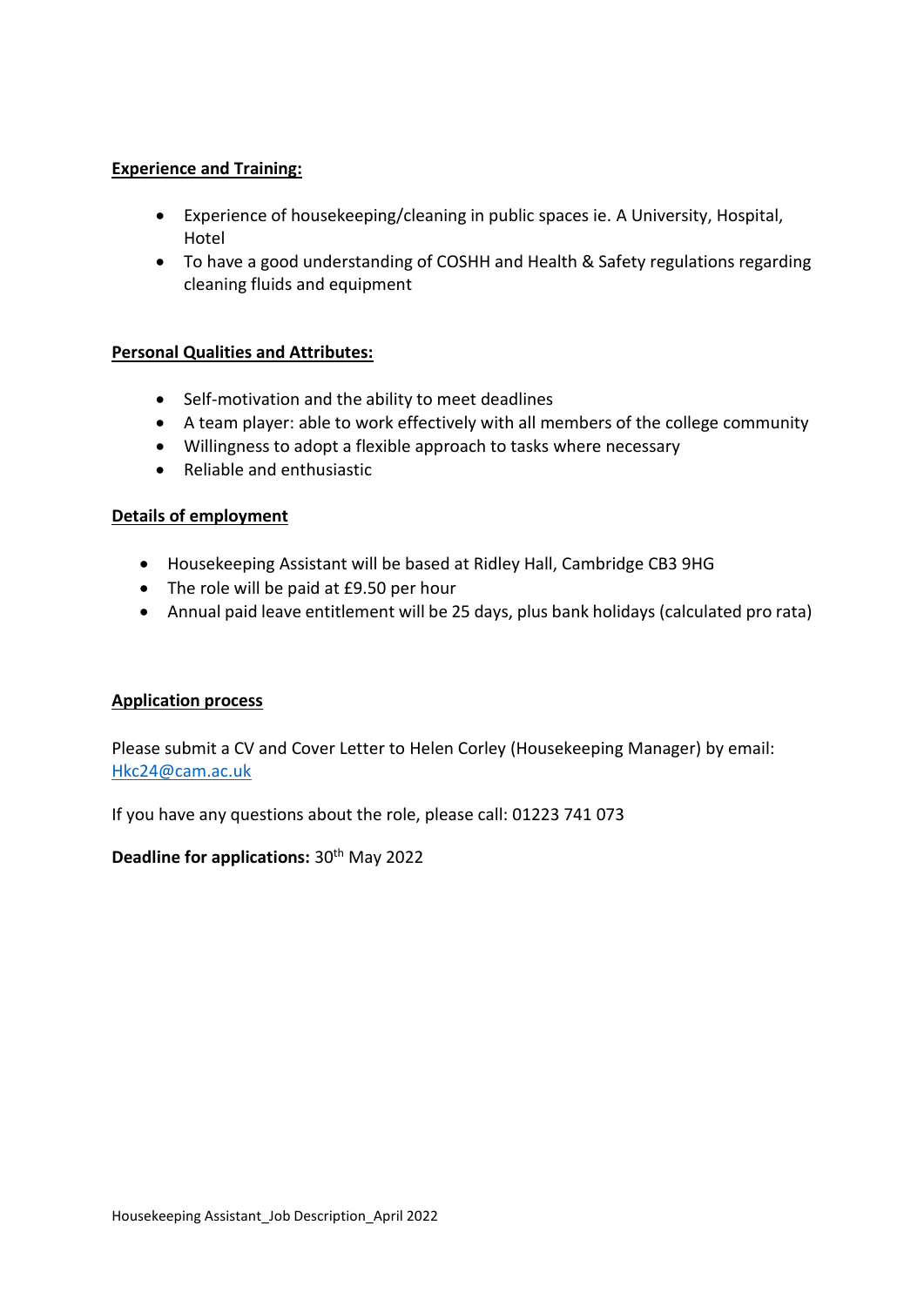**Experience and Training:**

- Experience of housekeeping/cleaning in public spaces ie. A University, Hospital, Hotel
- To have a good understanding of COSHH and Health & Safety regulations regarding cleaning fluids and equipment

**Personal Qualities and Attributes:**

- Self-motivation and the ability to meet deadlines
- A team player: able to work effectively with all members of the college community
- Willingness to adopt a flexible approach to tasks where necessary
- Reliable and enthusiastic

**Details of employment**

- Housekeeping Assistant will be based at Ridley Hall, Cambridge CB3 9HG
- The role will be paid at £9.50 per hour
- Annual paid leave entitlement will be 25 days, plus bank holidays (calculated pro rata)

**Application process**

Please submit a CV and Cover Letter to Helen Corley (Housekeeping Manager) by email: Hkc24@cam.ac.uk

If you have any questions about the role, please call: 01223 741 073

**Deadline for applications:** 30th May 2022